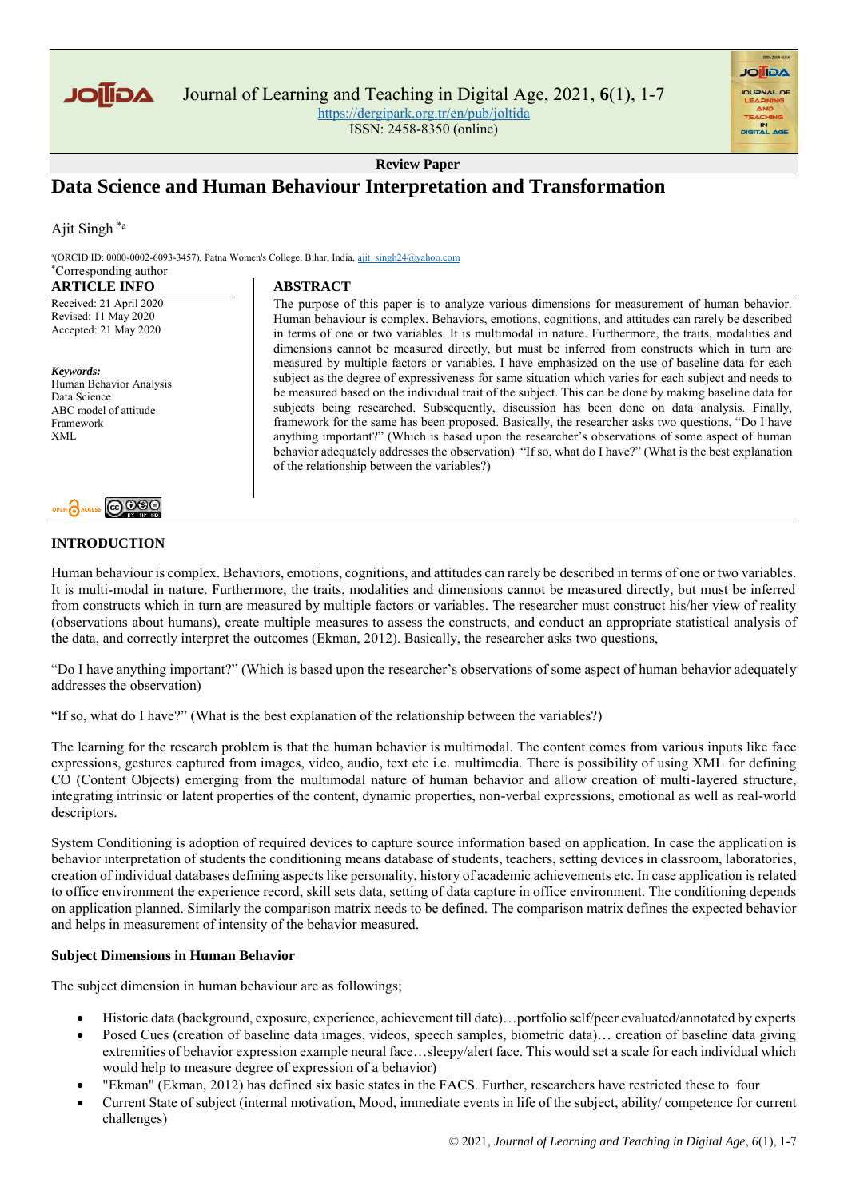Review Paper

# Data Science and Human Behaviour Interpretation and Transformation

Ajit Singh [*a]

[a](ORCID ID: 0000-0002-6093-3457), Patna Women's College, Patna, Bihar, India, ajit_singh24@yahoo.com
[*]Corresponding author

**ARTICLE INFO**

Received: 21 April 2020
Revised: 11 May 2020
Accepted: 21 May 2020

***Keywords:***
Human Behavior Analysis
Data Science
ABC model of attitude
Framework
XML

**ABSTRACT**

The purpose of this paper is to analyze various dimensions for measurement of human behavior. Human behaviour is complex. Behaviors, emotions, cognitions, and attitudes can rarely be described in terms of one or two variables. It is multimodal in nature. Furthermore, the traits, modalities and dimensions cannot be measured directly, but must be inferred from constructs which in turn are measured by multiple factors or variables. I have emphasized on the use of baseline data for each subject as the degree of expressiveness for same situation which varies for each subject and needs to be measured based on the individual trait of the subject. This can be done by making baseline data for subjects being researched. Subsequently, discussion has been done on data analysis. Finally, framework for the same has been proposed. Basically, the researcher asks two questions, "Do I have anything important?" (Which is based upon the researcher's observations of some aspect of human behavior adequately addresses the observation) "If so, what do I have?" (What is the best explanation of the relationship between the variables?)

## INTRODUCTION

Human behaviour is complex. Behaviors, emotions, cognitions, and attitudes can rarely be described in terms of one or two variables. It is multi-modal in nature. Furthermore, the traits, modalities and dimensions cannot be measured directly, but must be inferred from constructs which in turn are measured by multiple factors or variables. The researcher must construct his/her view of reality (observations about humans), create multiple measures to assess the constructs, and conduct an appropriate statistical analysis of the data, and correctly interpret the outcomes (Ekman, 2012). Basically, the researcher asks two questions,

"Do I have anything important?" (Which is based upon the researcher's observations of some aspect of human behavior adequately addresses the observation)

"If so, what do I have?" (What is the best explanation of the relationship between the variables?)

The learning for the research problem is that the human behavior is multimodal. The content comes from various inputs like face expressions, gestures captured from images, video, audio, text etc i.e. multimedia. There is possibility of using XML for defining CO (Content Objects) emerging from the multimodal nature of human behavior and allow creation of multi-layered structure, integrating intrinsic or latent properties of the content, dynamic properties, non-verbal expressions, emotional as well as real-world descriptors.

System Conditioning is adoption of required devices to capture source information based on application. In case the application is behavior interpretation of students the conditioning means database of students, teachers, setting devices in classroom, laboratories, creation of individual databases defining aspects like personality, history of academic achievements etc. In case application is related to office environment the experience record, skill sets data, setting of data capture in office environment. The conditioning depends on application planned. Similarly the comparison matrix needs to be defined. The comparison matrix defines the expected behavior and helps in measurement of intensity of the behavior measured.

### Subject Dimensions in Human Behavior

The subject dimension in human behaviour are as followings;

- Historic data (background, exposure, experience, achievement till date)…portfolio self/peer evaluated/annotated by experts
- Posed Cues (creation of baseline data images, videos, speech samples, biometric data)… creation of baseline data giving extremities of behavior expression example neural face…sleepy/alert face. This would set a scale for each individual which would help to measure degree of expression of a behavior)
- "Ekman" (Ekman, 2012) has defined six basic states in the FACS. Further, researchers have restricted these to four
- Current State of subject (internal motivation, Mood, immediate events in life of the subject, ability/ competence for current challenges)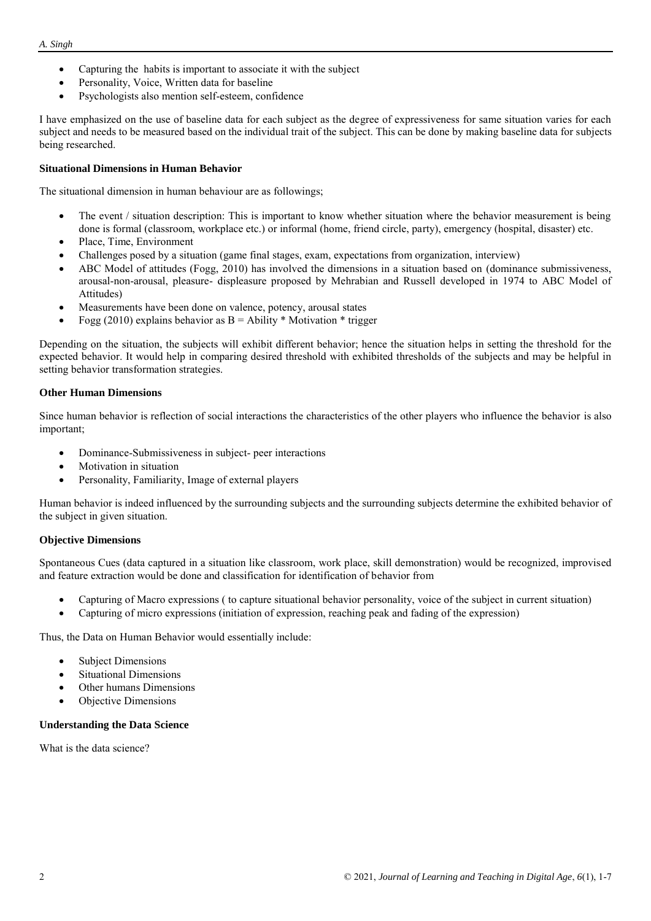- Capturing the habits is important to associate it with the subject
- Personality, Voice, Written data for baseline
- Psychologists also mention self-esteem, confidence

I have emphasized on the use of baseline data for each subject as the degree of expressiveness for same situation varies for each subject and needs to be measured based on the individual trait of the subject. This can be done by making baseline data for subjects being researched.

#### Situational Dimensions in Human Behavior

The situational dimension in human behaviour are as followings;

- The event / situation description: This is important to know whether situation where the behavior measurement is being done is formal (classroom, workplace etc.) or informal (home, friend circle, party), emergency (hospital, disaster) etc.
- Place, Time, Environment
- Challenges posed by a situation (game final stages, exam, expectations from organization, interview)
- ABC Model of attitudes (Fogg, 2010) has involved the dimensions in a situation based on (dominance submissiveness, arousal-non-arousal, pleasure- displeasure proposed by Mehrabian and Russell developed in 1974 to ABC Model of Attitudes)
- Measurements have been done on valence, potency, arousal states
- Fogg (2010) explains behavior as B = Ability * Motivation * trigger

Depending on the situation, the subjects will exhibit different behavior; hence the situation helps in setting the threshold for the expected behavior. It would help in comparing desired threshold with exhibited thresholds of the subjects and may be helpful in setting behavior transformation strategies.

#### Other Human Dimensions

Since human behavior is reflection of social interactions the characteristics of the other players who influence the behavior is also important;

- Dominance-Submissiveness in subject- peer interactions
- Motivation in situation
- Personality, Familiarity, Image of external players

Human behavior is indeed influenced by the surrounding subjects and the surrounding subjects determine the exhibited behavior of the subject in given situation.

#### Objective Dimensions

Spontaneous Cues (data captured in a situation like classroom, work place, skill demonstration) would be recognized, improvised and feature extraction would be done and classification for identification of behavior from

- Capturing of Macro expressions ( to capture situational behavior personality, voice of the subject in current situation)
- Capturing of micro expressions (initiation of expression, reaching peak and fading of the expression)

Thus, the Data on Human Behavior would essentially include:

- Subject Dimensions
- Situational Dimensions
- Other humans Dimensions
- Objective Dimensions

#### Understanding the Data Science

What is the data science?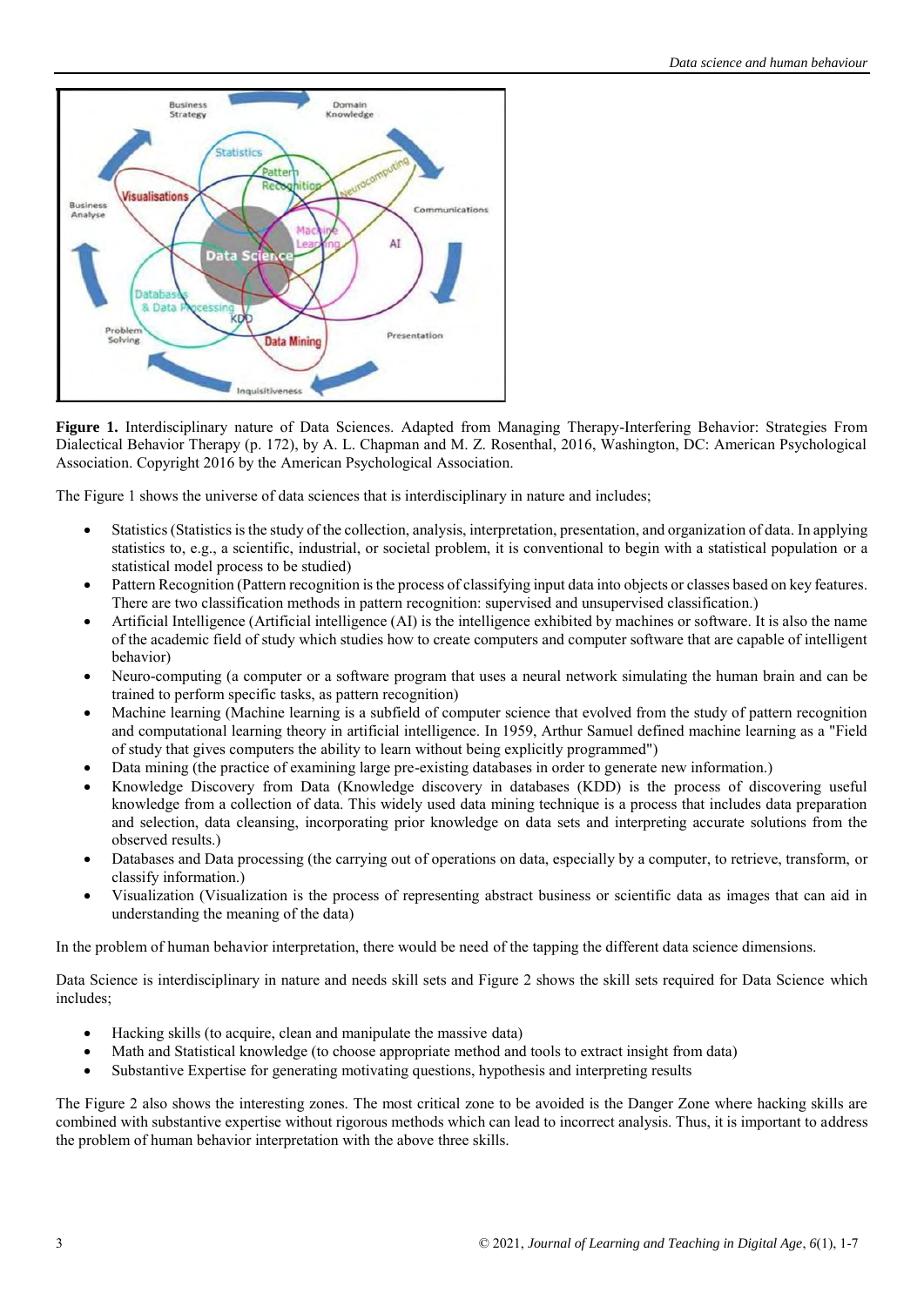**Figure 1.** Interdisciplinary nature of Data Sciences. Adapted from Managing Therapy-Interfering Behavior: Strategies From Dialectical Behavior Therapy (p. 172), by A. L. Chapman and M. Z. Rosenthal, 2016, Washington, DC: American Psychological Association. Copyright 2016 by the American Psychological Association.

The Figure 1 shows the universe of data sciences that is interdisciplinary in nature and includes;

- Statistics (Statistics is the study of the collection, analysis, interpretation, presentation, and organization of data. In applying statistics to, e.g., a scientific, industrial, or societal problem, it is conventional to begin with a statistical population or a statistical model process to be studied)
- Pattern Recognition (Pattern recognition is the process of classifying input data into objects or classes based on key features. There are two classification methods in pattern recognition: supervised and unsupervised classification.)
- Artificial Intelligence (Artificial intelligence (AI) is the intelligence exhibited by machines or software. It is also the name of the academic field of study which studies how to create computers and computer software that are capable of intelligent behavior)
- Neuro-computing (a computer or a software program that uses a neural network simulating the human brain and can be trained to perform specific tasks, as pattern recognition)
- Machine learning (Machine learning is a subfield of computer science that evolved from the study of pattern recognition and computational learning theory in artificial intelligence. In 1959, Arthur Samuel defined machine learning as a "Field of study that gives computers the ability to learn without being explicitly programmed")
- Data mining (the practice of examining large pre-existing databases in order to generate new information.)
- Knowledge Discovery from Data (Knowledge discovery in databases (KDD) is the process of discovering useful knowledge from a collection of data. This widely used data mining technique is a process that includes data preparation and selection, data cleansing, incorporating prior knowledge on data sets and interpreting accurate solutions from the observed results.)
- Databases and Data processing (the carrying out of operations on data, especially by a computer, to retrieve, transform, or classify information.)
- Visualization (Visualization is the process of representing abstract business or scientific data as images that can aid in understanding the meaning of the data)

In the problem of human behavior interpretation, there would be need of the tapping the different data science dimensions.

Data Science is interdisciplinary in nature and needs skill sets and Figure 2 shows the skill sets required for Data Science which includes;

- Hacking skills (to acquire, clean and manipulate the massive data)
- Math and Statistical knowledge (to choose appropriate method and tools to extract insight from data)
- Substantive Expertise for generating motivating questions, hypothesis and interpreting results

The Figure 2 also shows the interesting zones. The most critical zone to be avoided is the Danger Zone where hacking skills are combined with substantive expertise without rigorous methods which can lead to incorrect analysis. Thus, it is important to address the problem of human behavior interpretation with the above three skills.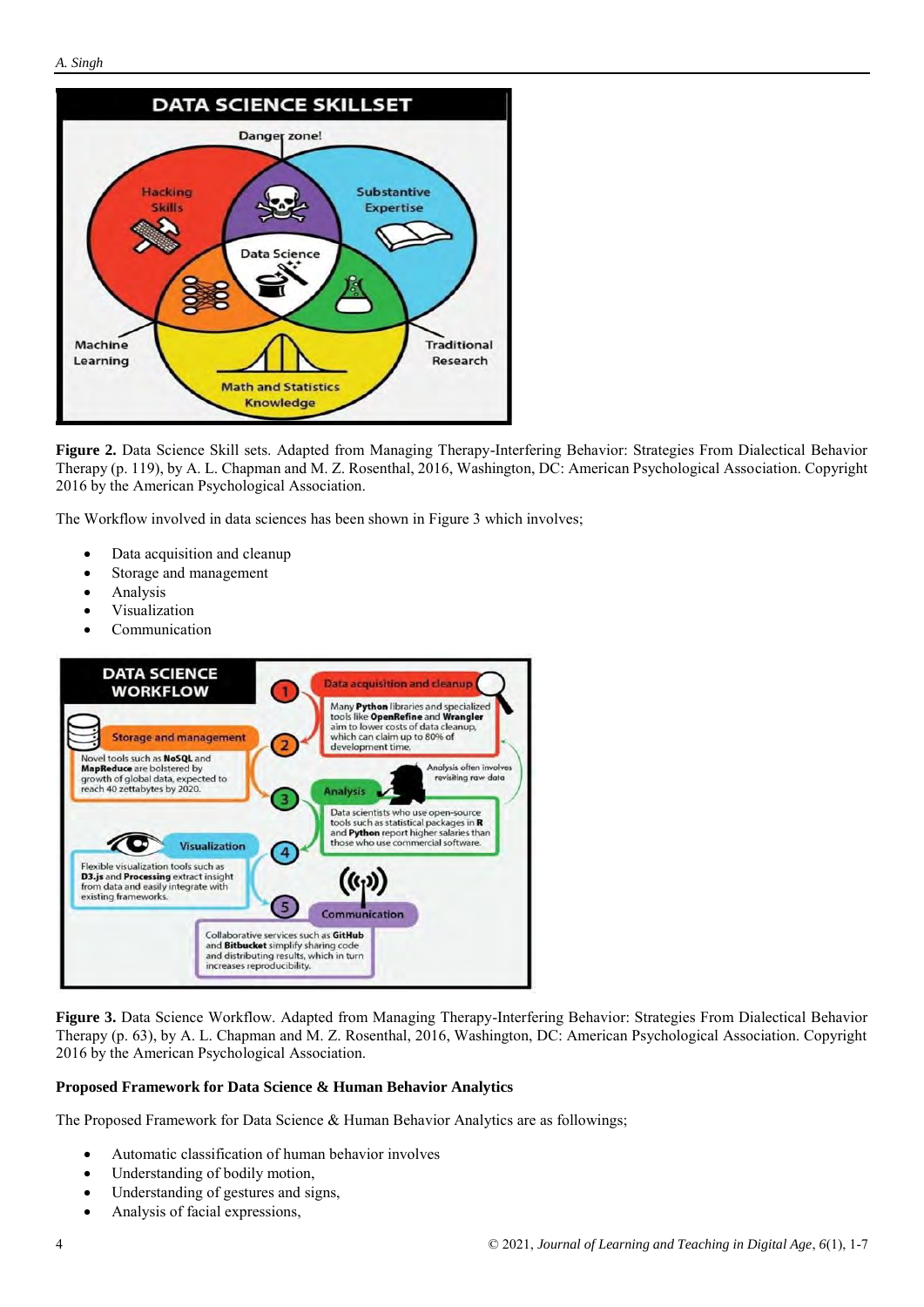**Figure 2.** Data Science Skill sets. Adapted from Managing Therapy-Interfering Behavior: Strategies From Dialectical Behavior Therapy (p. 119), by A. L. Chapman and M. Z. Rosenthal, 2016, Washington, DC: American Psychological Association. Copyright 2016 by the American Psychological Association.

The Workflow involved in data sciences has been shown in Figure 3 which involves;

- Data acquisition and cleanup
- Storage and management
- Analysis
- Visualization
- Communication

**Figure 3.** Data Science Workflow. Adapted from Managing Therapy-Interfering Behavior: Strategies From Dialectical Behavior Therapy (p. 63), by A. L. Chapman and M. Z. Rosenthal, 2016, Washington, DC: American Psychological Association. Copyright 2016 by the American Psychological Association.

**Proposed Framework for Data Science & Human Behavior Analytics**

The Proposed Framework for Data Science & Human Behavior Analytics are as followings;

- Automatic classification of human behavior involves
- Understanding of bodily motion,
- Understanding of gestures and signs,
- Analysis of facial expressions,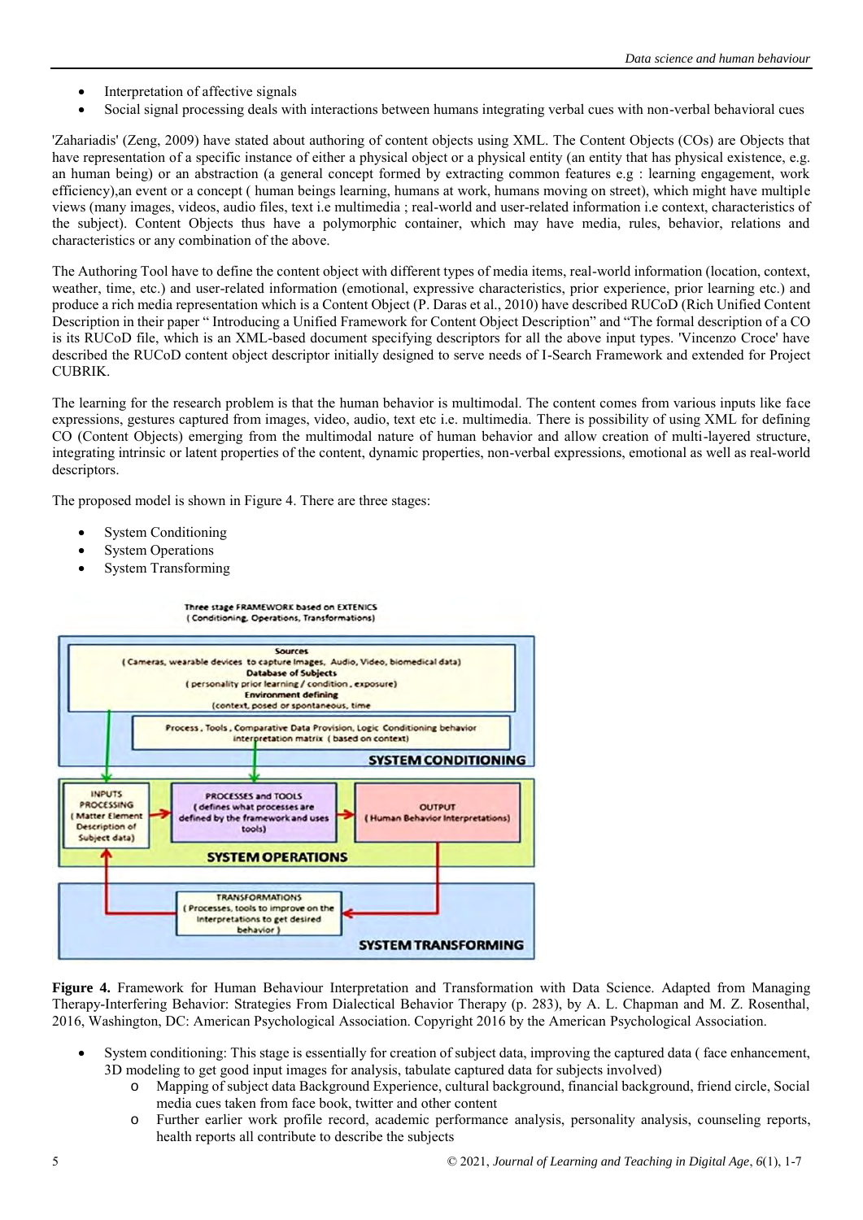- Interpretation of affective signals
- Social signal processing deals with interactions between humans integrating verbal cues with non-verbal behavioral cues

'Zahariadis' (Zeng, 2009) have stated about authoring of content objects using XML. The Content Objects (COs) are Objects that have representation of a specific instance of either a physical object or a physical entity (an entity that has physical existence, e.g. an human being) or an abstraction (a general concept formed by extracting common features e.g : learning engagement, work efficiency),an event or a concept ( human beings learning, humans at work, humans moving on street), which might have multiple views (many images, videos, audio files, text i.e multimedia ; real-world and user-related information i.e context, characteristics of the subject). Content Objects thus have a polymorphic container, which may have media, rules, behavior, relations and characteristics or any combination of the above.

The Authoring Tool have to define the content object with different types of media items, real-world information (location, context, weather, time, etc.) and user-related information (emotional, expressive characteristics, prior experience, prior learning etc.) and produce a rich media representation which is a Content Object (P. Daras et al., 2010) have described RUCoD (Rich Unified Content Description in their paper " Introducing a Unified Framework for Content Object Description" and "The formal description of a CO is its RUCoD file, which is an XML-based document specifying descriptors for all the above input types. 'Vincenzo Croce' have described the RUCoD content object descriptor initially designed to serve needs of I-Search Framework and extended for Project CUBRIK.

The learning for the research problem is that the human behavior is multimodal. The content comes from various inputs like face expressions, gestures captured from images, video, audio, text etc i.e. multimedia. There is possibility of using XML for defining CO (Content Objects) emerging from the multimodal nature of human behavior and allow creation of multi-layered structure, integrating intrinsic or latent properties of the content, dynamic properties, non-verbal expressions, emotional as well as real-world descriptors.

The proposed model is shown in Figure 4. There are three stages:

- System Conditioning
- System Operations
- System Transforming

**Figure 4.** Framework for Human Behaviour Interpretation and Transformation with Data Science. Adapted from Managing Therapy-Interfering Behavior: Strategies From Dialectical Behavior Therapy (p. 283), by A. L. Chapman and M. Z. Rosenthal, 2016, Washington, DC: American Psychological Association. Copyright 2016 by the American Psychological Association.

- System conditioning: This stage is essentially for creation of subject data, improving the captured data ( face enhancement, 3D modeling to get good input images for analysis, tabulate captured data for subjects involved)
  - Mapping of subject data Background Experience, cultural background, financial background, friend circle, Social media cues taken from face book, twitter and other content
  - Further earlier work profile record, academic performance analysis, personality analysis, counseling reports, health reports all contribute to describe the subjects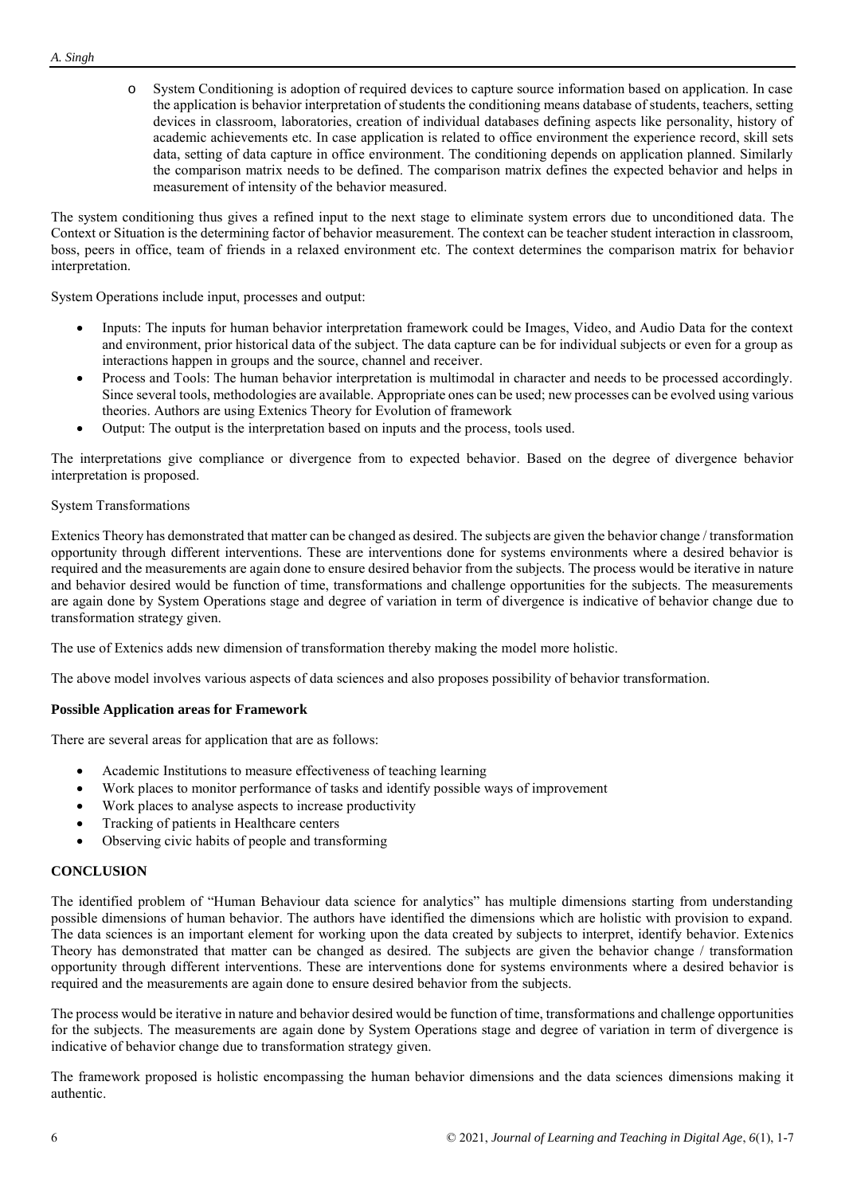- System Conditioning is adoption of required devices to capture source information based on application. In case the application is behavior interpretation of students the conditioning means database of students, teachers, setting devices in classroom, laboratories, creation of individual databases defining aspects like personality, history of academic achievements etc. In case application is related to office environment the experience record, skill sets data, setting of data capture in office environment. The conditioning depends on application planned. Similarly the comparison matrix needs to be defined. The comparison matrix defines the expected behavior and helps in measurement of intensity of the behavior measured.

The system conditioning thus gives a refined input to the next stage to eliminate system errors due to unconditioned data. The Context or Situation is the determining factor of behavior measurement. The context can be teacher student interaction in classroom, boss, peers in office, team of friends in a relaxed environment etc. The context determines the comparison matrix for behavior interpretation.

System Operations include input, processes and output:

- Inputs: The inputs for human behavior interpretation framework could be Images, Video, and Audio Data for the context and environment, prior historical data of the subject. The data capture can be for individual subjects or even for a group as interactions happen in groups and the source, channel and receiver.
- Process and Tools: The human behavior interpretation is multimodal in character and needs to be processed accordingly. Since several tools, methodologies are available. Appropriate ones can be used; new processes can be evolved using various theories. Authors are using Extenics Theory for Evolution of framework
- Output: The output is the interpretation based on inputs and the process, tools used.

The interpretations give compliance or divergence from to expected behavior. Based on the degree of divergence behavior interpretation is proposed.

System Transformations

Extenics Theory has demonstrated that matter can be changed as desired. The subjects are given the behavior change / transformation opportunity through different interventions. These are interventions done for systems environments where a desired behavior is required and the measurements are again done to ensure desired behavior from the subjects. The process would be iterative in nature and behavior desired would be function of time, transformations and challenge opportunities for the subjects. The measurements are again done by System Operations stage and degree of variation in term of divergence is indicative of behavior change due to transformation strategy given.

The use of Extenics adds new dimension of transformation thereby making the model more holistic.

The above model involves various aspects of data sciences and also proposes possibility of behavior transformation.

**Possible Application areas for Framework**

There are several areas for application that are as follows:

- Academic Institutions to measure effectiveness of teaching learning
- Work places to monitor performance of tasks and identify possible ways of improvement
- Work places to analyse aspects to increase productivity
- Tracking of patients in Healthcare centers
- Observing civic habits of people and transforming

## CONCLUSION

The identified problem of "Human Behaviour data science for analytics" has multiple dimensions starting from understanding possible dimensions of human behavior. The authors have identified the dimensions which are holistic with provision to expand. The data sciences is an important element for working upon the data created by subjects to interpret, identify behavior. Extenics Theory has demonstrated that matter can be changed as desired. The subjects are given the behavior change / transformation opportunity through different interventions. These are interventions done for systems environments where a desired behavior is required and the measurements are again done to ensure desired behavior from the subjects.

The process would be iterative in nature and behavior desired would be function of time, transformations and challenge opportunities for the subjects. The measurements are again done by System Operations stage and degree of variation in term of divergence is indicative of behavior change due to transformation strategy given.

The framework proposed is holistic encompassing the human behavior dimensions and the data sciences dimensions making it authentic.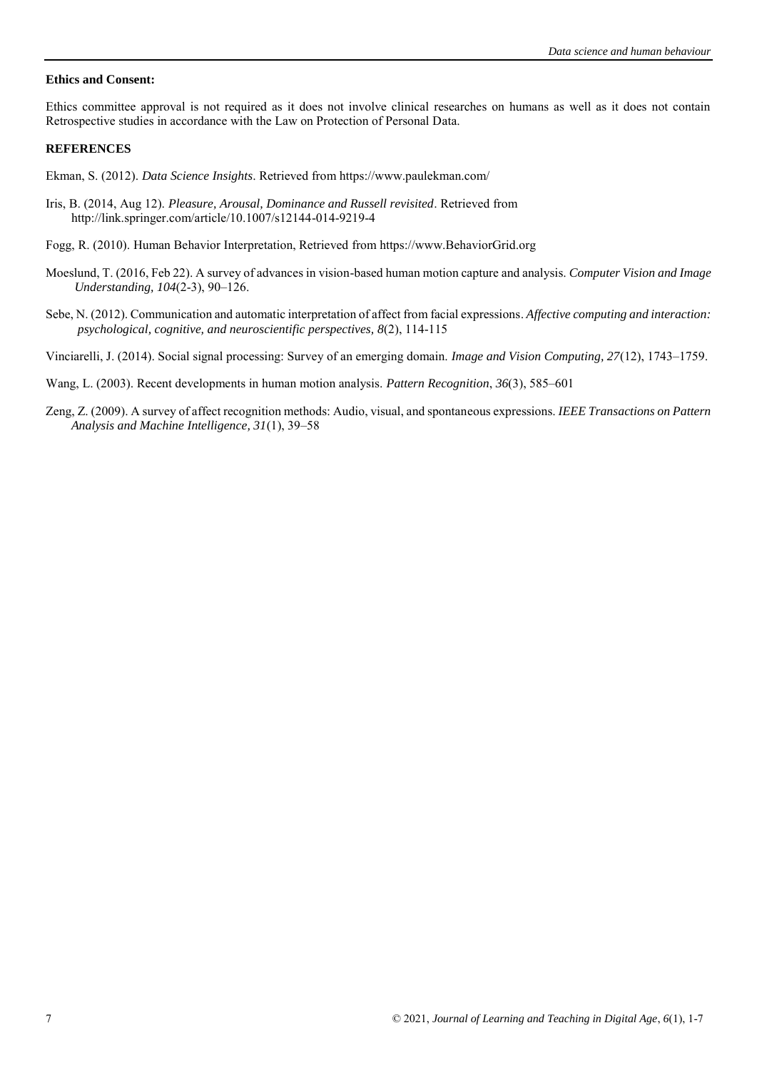**Ethics and Consent:**

Ethics committee approval is not required as it does not involve clinical researches on humans as well as it does not contain Retrospective studies in accordance with the Law on Protection of Personal Data.

**REFERENCES**

Ekman, S. (2012). *Data Science Insights*. Retrieved from https://www.paulekman.com/

Iris, B. (2014, Aug 12). *Pleasure, Arousal, Dominance and Russell revisited*. Retrieved from http://link.springer.com/article/10.1007/s12144-014-9219-4

Fogg, R. (2010). Human Behavior Interpretation, Retrieved from https://www.BehaviorGrid.org

Moeslund, T. (2016, Feb 22). A survey of advances in vision-based human motion capture and analysis. *Computer Vision and Image Understanding, 104*(2-3), 90–126.

Sebe, N. (2012). Communication and automatic interpretation of affect from facial expressions. *Affective computing and interaction: psychological, cognitive, and neuroscientific perspectives, 8*(2), 114-115

Vinciarelli, J. (2014). Social signal processing: Survey of an emerging domain. *Image and Vision Computing, 27*(12), 1743–1759.

Wang, L. (2003). Recent developments in human motion analysis. *Pattern Recognition*, *36*(3), 585–601

Zeng, Z. (2009). A survey of affect recognition methods: Audio, visual, and spontaneous expressions. *IEEE Transactions on Pattern Analysis and Machine Intelligence, 31*(1), 39–58